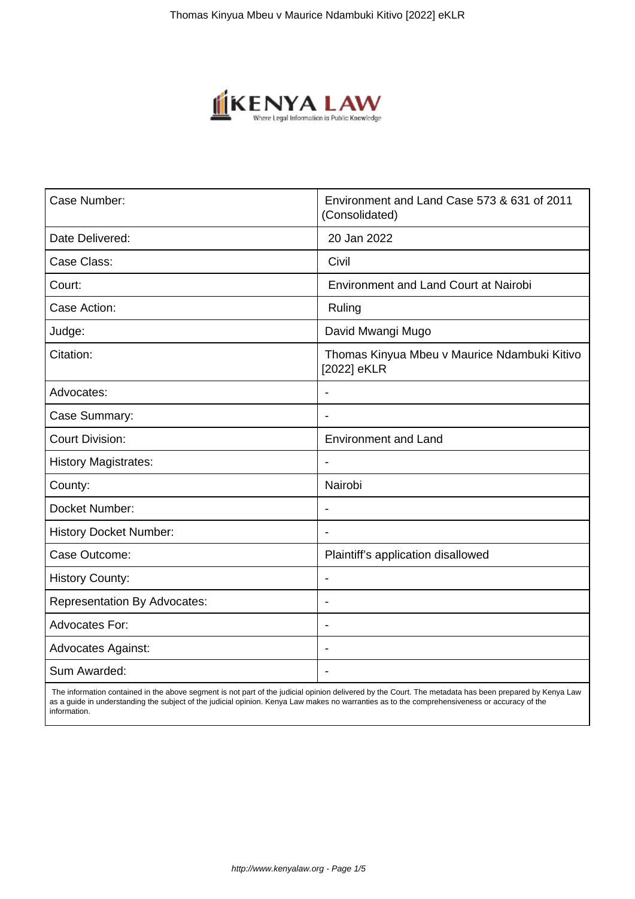| Case Number: | Environment and Land Case 573 & 631 of 2011 (Consolidated) |
| --- | --- |
| Date Delivered: | 20 Jan 2022 |
| Case Class: | Civil |
| Court: | Environment and Land Court at Nairobi |
| Case Action: | Ruling |
| Judge: | David Mwangi Mugo |
| Citation: | Thomas Kinyua Mbeu v Maurice Ndambuki Kitivo [2022] eKLR |
| Advocates: | - |
| Case Summary: | - |
| Court Division: | Environment and Land |
| History Magistrates: | - |
| County: | Nairobi |
| Docket Number: | - |
| History Docket Number: | - |
| Case Outcome: | Plaintiff's application disallowed |
| History County: | - |
| Representation By Advocates: | - |
| Advocates For: | - |
| Advocates Against: | - |
| Sum Awarded: | - |

The information contained in the above segment is not part of the judicial opinion delivered by the Court. The metadata has been prepared by Kenya Law as a guide in understanding the subject of the judicial opinion. Kenya Law makes no warranties as to the comprehensiveness or accuracy of the information.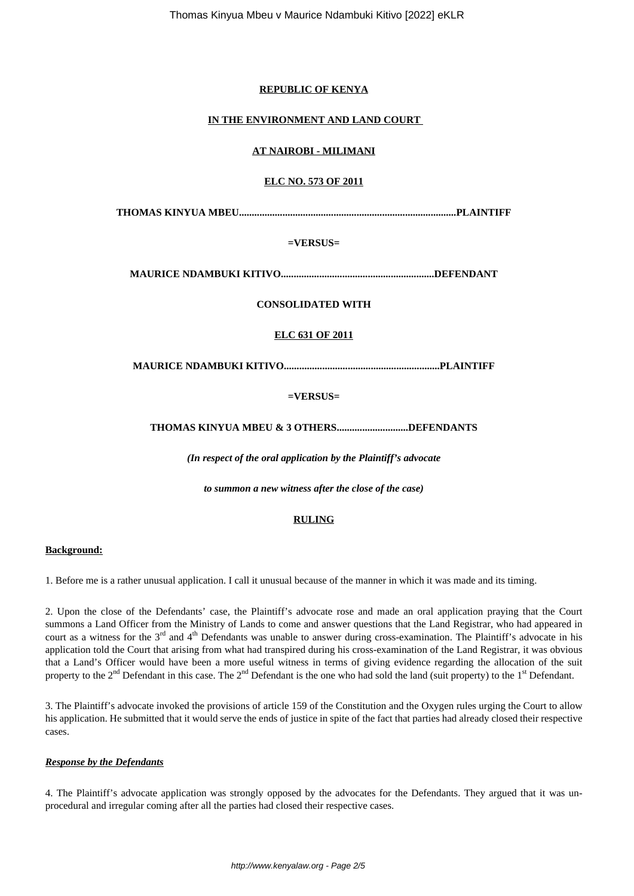**REPUBLIC OF KENYA**

**IN THE ENVIRONMENT AND LAND COURT**

**AT NAIROBI - MILIMANI**

**ELC NO. 573 OF 2011**

**THOMAS KINYUA MBEU....................................................................................PLAINTIFF**

**=VERSUS=**

**MAURICE NDAMBUKI KITIVO...........................................................DEFENDANT**

**CONSOLIDATED WITH**

**ELC 631 OF 2011**

**MAURICE NDAMBUKI KITIVO............................................................PLAINTIFF**

**=VERSUS=**

**THOMAS KINYUA MBEU & 3 OTHERS...........................DEFENDANTS**

***(In respect of the oral application by the Plaintiff's advocate***

***to summon a new witness after the close of the case)***

**RULING**

**Background:**

1. Before me is a rather unusual application. I call it unusual because of the manner in which it was made and its timing.

2. Upon the close of the Defendants' case, the Plaintiff's advocate rose and made an oral application praying that the Court summons a Land Officer from the Ministry of Lands to come and answer questions that the Land Registrar, who had appeared in court as a witness for the 3rd and 4th Defendants was unable to answer during cross-examination. The Plaintiff's advocate in his application told the Court that arising from what had transpired during his cross-examination of the Land Registrar, it was obvious that a Land's Officer would have been a more useful witness in terms of giving evidence regarding the allocation of the suit property to the 2nd Defendant in this case. The 2nd Defendant is the one who had sold the land (suit property) to the 1st Defendant.

3. The Plaintiff's advocate invoked the provisions of article 159 of the Constitution and the Oxygen rules urging the Court to allow his application. He submitted that it would serve the ends of justice in spite of the fact that parties had already closed their respective cases.

***Response by the Defendants***

4. The Plaintiff's advocate application was strongly opposed by the advocates for the Defendants. They argued that it was un-procedural and irregular coming after all the parties had closed their respective cases.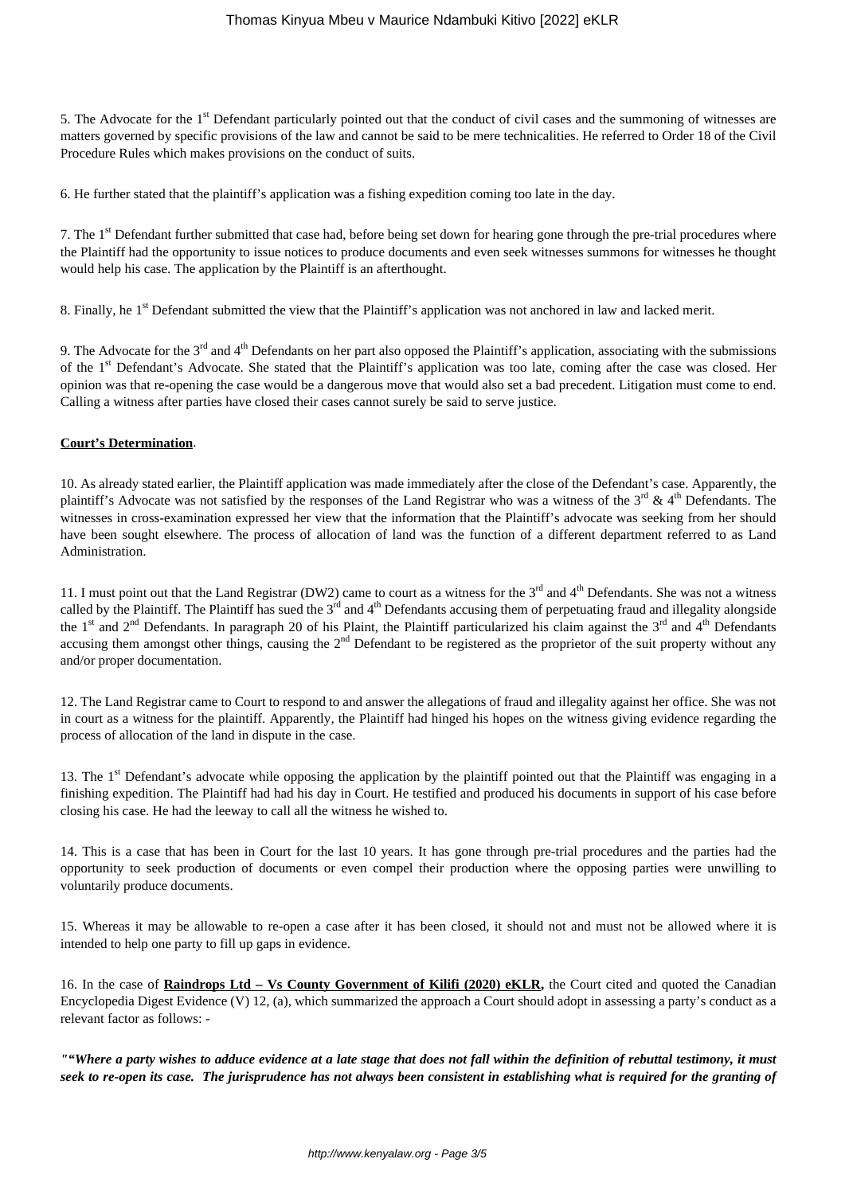5. The Advocate for the 1st Defendant particularly pointed out that the conduct of civil cases and the summoning of witnesses are matters governed by specific provisions of the law and cannot be said to be mere technicalities. He referred to Order 18 of the Civil Procedure Rules which makes provisions on the conduct of suits.

6. He further stated that the plaintiff's application was a fishing expedition coming too late in the day.

7. The 1st Defendant further submitted that case had, before being set down for hearing gone through the pre-trial procedures where the Plaintiff had the opportunity to issue notices to produce documents and even seek witnesses summons for witnesses he thought would help his case. The application by the Plaintiff is an afterthought.

8. Finally, he 1st Defendant submitted the view that the Plaintiff's application was not anchored in law and lacked merit.

9. The Advocate for the 3rd and 4th Defendants on her part also opposed the Plaintiff's application, associating with the submissions of the 1st Defendant's Advocate. She stated that the Plaintiff's application was too late, coming after the case was closed. Her opinion was that re-opening the case would be a dangerous move that would also set a bad precedent. Litigation must come to end. Calling a witness after parties have closed their cases cannot surely be said to serve justice.

**Court's Determination**.

10. As already stated earlier, the Plaintiff application was made immediately after the close of the Defendant's case. Apparently, the plaintiff's Advocate was not satisfied by the responses of the Land Registrar who was a witness of the 3rd & 4th Defendants. The witnesses in cross-examination expressed her view that the information that the Plaintiff's advocate was seeking from her should have been sought elsewhere. The process of allocation of land was the function of a different department referred to as Land Administration.

11. I must point out that the Land Registrar (DW2) came to court as a witness for the 3rd and 4th Defendants. She was not a witness called by the Plaintiff. The Plaintiff has sued the 3rd and 4th Defendants accusing them of perpetuating fraud and illegality alongside the 1st and 2nd Defendants. In paragraph 20 of his Plaint, the Plaintiff particularized his claim against the 3rd and 4th Defendants accusing them amongst other things, causing the 2nd Defendant to be registered as the proprietor of the suit property without any and/or proper documentation.

12. The Land Registrar came to Court to respond to and answer the allegations of fraud and illegality against her office. She was not in court as a witness for the plaintiff. Apparently, the Plaintiff had hinged his hopes on the witness giving evidence regarding the process of allocation of the land in dispute in the case.

13. The 1st Defendant's advocate while opposing the application by the plaintiff pointed out that the Plaintiff was engaging in a finishing expedition. The Plaintiff had had his day in Court. He testified and produced his documents in support of his case before closing his case. He had the leeway to call all the witness he wished to.

14. This is a case that has been in Court for the last 10 years. It has gone through pre-trial procedures and the parties had the opportunity to seek production of documents or even compel their production where the opposing parties were unwilling to voluntarily produce documents.

15. Whereas it may be allowable to re-open a case after it has been closed, it should not and must not be allowed where it is intended to help one party to fill up gaps in evidence.

16. In the case of **Raindrops Ltd – Vs County Government of Kilifi (2020) eKLR,** the Court cited and quoted the Canadian Encyclopedia Digest Evidence (V) 12, (a), which summarized the approach a Court should adopt in assessing a party's conduct as a relevant factor as follows: -

***"“Where a party wishes to adduce evidence at a late stage that does not fall within the definition of rebuttal testimony, it must seek to re-open its case. The jurisprudence has not always been consistent in establishing what is required for the granting of***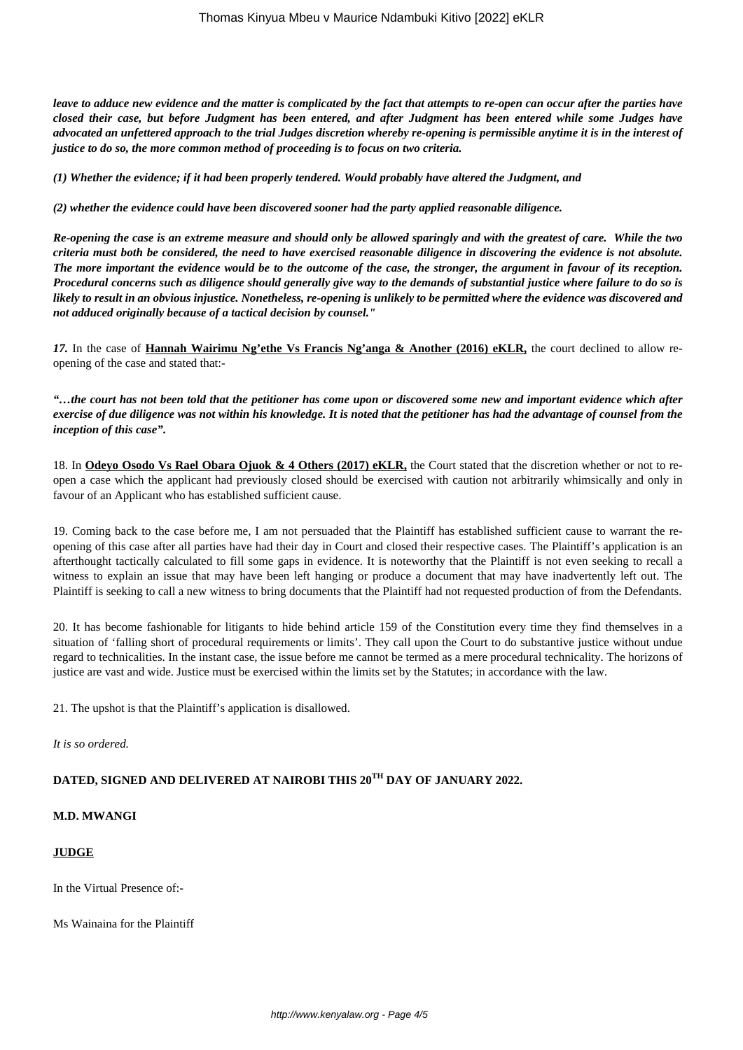***leave to adduce new evidence and the matter is complicated by the fact that attempts to re-open can occur after the parties have closed their case, but before Judgment has been entered, and after Judgment has been entered while some Judges have advocated an unfettered approach to the trial Judges discretion whereby re-opening is permissible anytime it is in the interest of justice to do so, the more common method of proceeding is to focus on two criteria.***

***(1) Whether the evidence; if it had been properly tendered. Would probably have altered the Judgment, and***

***(2) whether the evidence could have been discovered sooner had the party applied reasonable diligence.***

***Re-opening the case is an extreme measure and should only be allowed sparingly and with the greatest of care. While the two criteria must both be considered, the need to have exercised reasonable diligence in discovering the evidence is not absolute. The more important the evidence would be to the outcome of the case, the stronger, the argument in favour of its reception. Procedural concerns such as diligence should generally give way to the demands of substantial justice where failure to do so is likely to result in an obvious injustice. Nonetheless, re-opening is unlikely to be permitted where the evidence was discovered and not adduced originally because of a tactical decision by counsel."***

***17.*** In the case of **Hannah Wairimu Ng'ethe Vs Francis Ng'anga & Another (2016) eKLR,** the court declined to allow re-opening of the case and stated that:-

***"…the court has not been told that the petitioner has come upon or discovered some new and important evidence which after exercise of due diligence was not within his knowledge. It is noted that the petitioner has had the advantage of counsel from the inception of this case".***

18. In **Odeyo Osodo Vs Rael Obara Ojuok & 4 Others (2017) eKLR,** the Court stated that the discretion whether or not to re-open a case which the applicant had previously closed should be exercised with caution not arbitrarily whimsically and only in favour of an Applicant who has established sufficient cause.

19. Coming back to the case before me, I am not persuaded that the Plaintiff has established sufficient cause to warrant the re-opening of this case after all parties have had their day in Court and closed their respective cases. The Plaintiff's application is an afterthought tactically calculated to fill some gaps in evidence. It is noteworthy that the Plaintiff is not even seeking to recall a witness to explain an issue that may have been left hanging or produce a document that may have inadvertently left out. The Plaintiff is seeking to call a new witness to bring documents that the Plaintiff had not requested production of from the Defendants.

20. It has become fashionable for litigants to hide behind article 159 of the Constitution every time they find themselves in a situation of 'falling short of procedural requirements or limits'. They call upon the Court to do substantive justice without undue regard to technicalities. In the instant case, the issue before me cannot be termed as a mere procedural technicality. The horizons of justice are vast and wide. Justice must be exercised within the limits set by the Statutes; in accordance with the law.

21. The upshot is that the Plaintiff's application is disallowed.

*It is so ordered.*

**DATED, SIGNED AND DELIVERED AT NAIROBI THIS 20TH DAY OF JANUARY 2022.**

**M.D. MWANGI**

**JUDGE**

In the Virtual Presence of:-

Ms Wainaina for the Plaintiff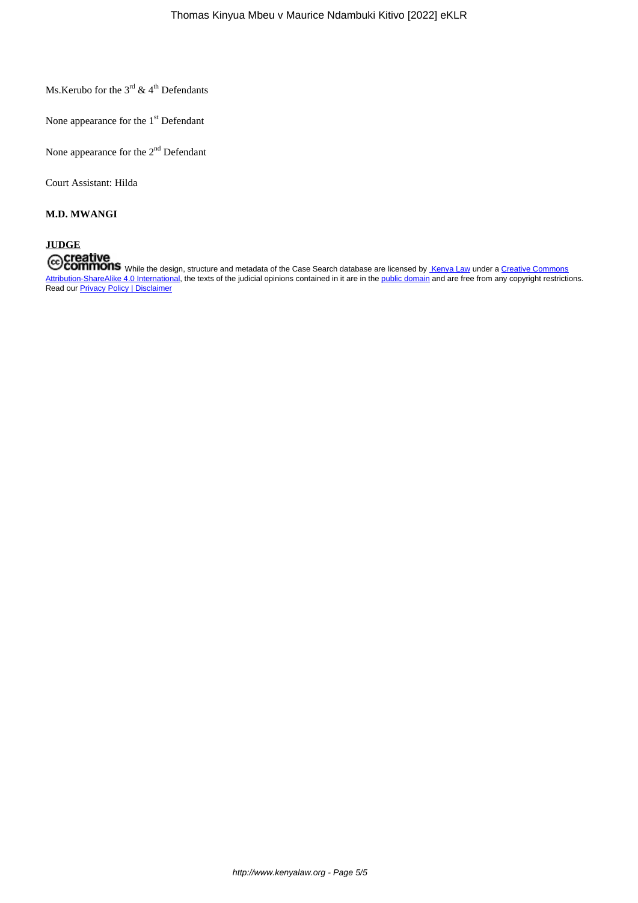Ms.Kerubo for the 3rd & 4th Defendants

None appearance for the 1st Defendant

None appearance for the 2nd Defendant

Court Assistant: Hilda

**M.D. MWANGI**

**JUDGE**

While the design, structure and metadata of the Case Search database are licensed by Kenya Law under a Creative Commons Attribution-ShareAlike 4.0 International, the texts of the judicial opinions contained in it are in the public domain and are free from any copyright restrictions. Read our Privacy Policy | Disclaimer